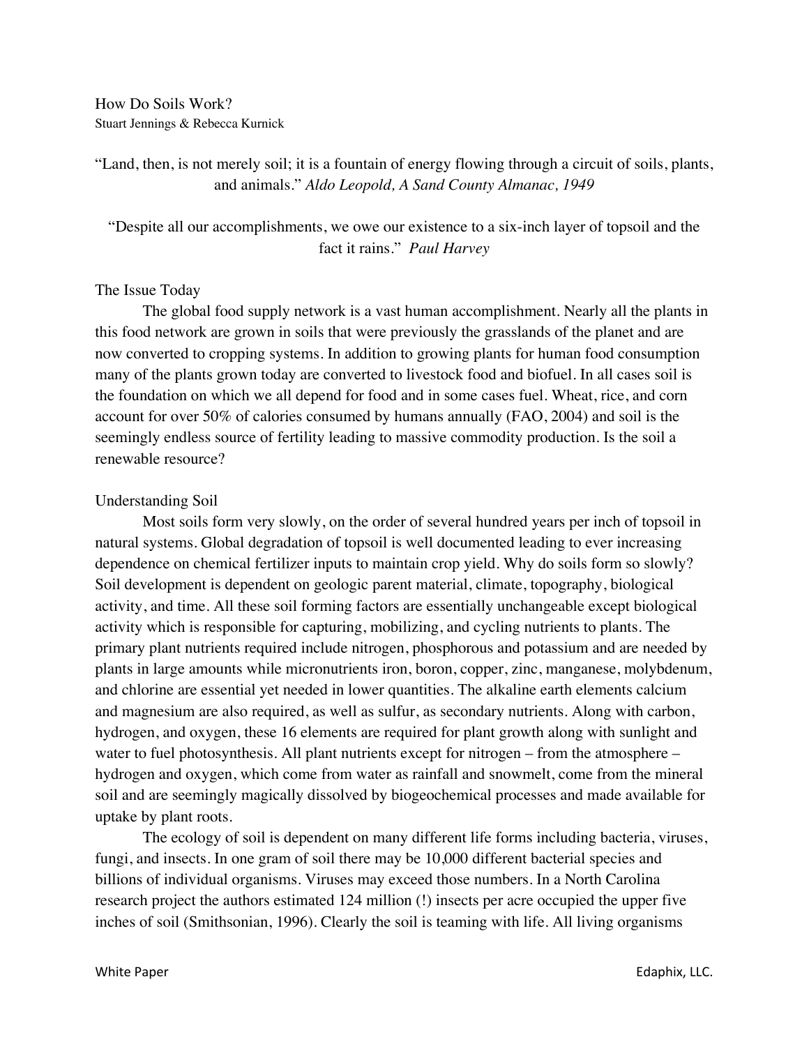# How Do Soils Work?

Stuart Jennings & Rebecca Kurnick

"Land, then, is not merely soil; it is a fountain of energy flowing through a circuit of soils, plants, and animals." *Aldo Leopold, A Sand County Almanac, 1949*

"Despite all our accomplishments, we owe our existence to a six-inch layer of topsoil and the fact it rains." *Paul Harvey*

## The Issue Today

The global food supply network is a vast human accomplishment. Nearly all the plants in this food network are grown in soils that were previously the grasslands of the planet and are now converted to cropping systems. In addition to growing plants for human food consumption many of the plants grown today are converted to livestock food and biofuel. In all cases soil is the foundation on which we all depend for food and in some cases fuel. Wheat, rice, and corn account for over 50% of calories consumed by humans annually (FAO, 2004) and soil is the seemingly endless source of fertility leading to massive commodity production. Is the soil a renewable resource?

## Understanding Soil

Most soils form very slowly, on the order of several hundred years per inch of topsoil in natural systems. Global degradation of topsoil is well documented leading to ever increasing dependence on chemical fertilizer inputs to maintain crop yield. Why do soils form so slowly? Soil development is dependent on geologic parent material, climate, topography, biological activity, and time. All these soil forming factors are essentially unchangeable except biological activity which is responsible for capturing, mobilizing, and cycling nutrients to plants. The primary plant nutrients required include nitrogen, phosphorous and potassium and are needed by plants in large amounts while micronutrients iron, boron, copper, zinc, manganese, molybdenum, and chlorine are essential yet needed in lower quantities. The alkaline earth elements calcium and magnesium are also required, as well as sulfur, as secondary nutrients. Along with carbon, hydrogen, and oxygen, these 16 elements are required for plant growth along with sunlight and water to fuel photosynthesis. All plant nutrients except for nitrogen – from the atmosphere – hydrogen and oxygen, which come from water as rainfall and snowmelt, come from the mineral soil and are seemingly magically dissolved by biogeochemical processes and made available for uptake by plant roots.

The ecology of soil is dependent on many different life forms including bacteria, viruses, fungi, and insects. In one gram of soil there may be 10,000 different bacterial species and billions of individual organisms. Viruses may exceed those numbers. In a North Carolina research project the authors estimated 124 million (!) insects per acre occupied the upper five inches of soil (Smithsonian, 1996). Clearly the soil is teaming with life. All living organisms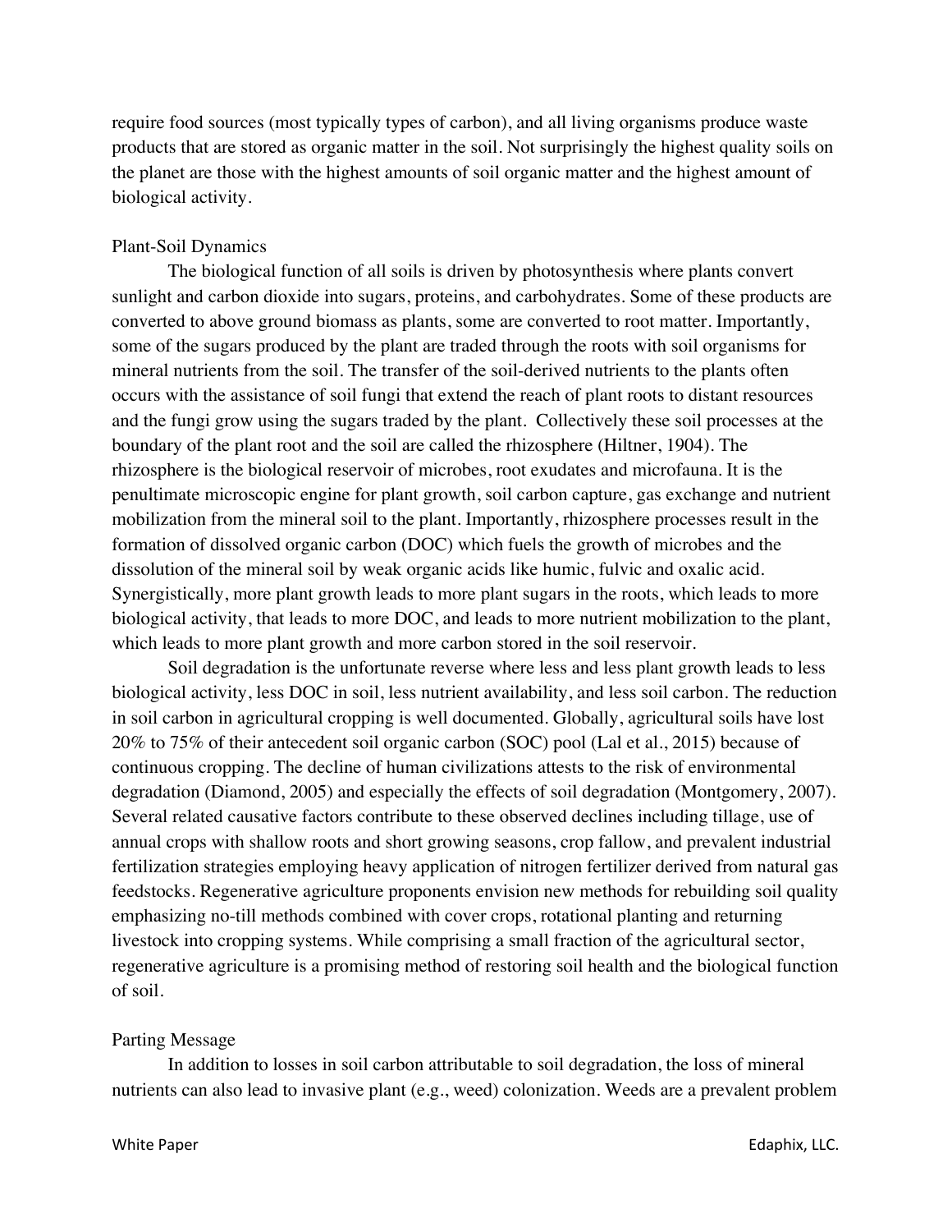require food sources (most typically types of carbon), and all living organisms produce waste products that are stored as organic matter in the soil. Not surprisingly the highest quality soils on the planet are those with the highest amounts of soil organic matter and the highest amount of biological activity.

## Plant-Soil Dynamics

The biological function of all soils is driven by photosynthesis where plants convert sunlight and carbon dioxide into sugars, proteins, and carbohydrates. Some of these products are converted to above ground biomass as plants, some are converted to root matter. Importantly, some of the sugars produced by the plant are traded through the roots with soil organisms for mineral nutrients from the soil. The transfer of the soil-derived nutrients to the plants often occurs with the assistance of soil fungi that extend the reach of plant roots to distant resources and the fungi grow using the sugars traded by the plant. Collectively these soil processes at the boundary of the plant root and the soil are called the rhizosphere (Hiltner, 1904). The rhizosphere is the biological reservoir of microbes, root exudates and microfauna. It is the penultimate microscopic engine for plant growth, soil carbon capture, gas exchange and nutrient mobilization from the mineral soil to the plant. Importantly, rhizosphere processes result in the formation of dissolved organic carbon (DOC) which fuels the growth of microbes and the dissolution of the mineral soil by weak organic acids like humic, fulvic and oxalic acid. Synergistically, more plant growth leads to more plant sugars in the roots, which leads to more biological activity, that leads to more DOC, and leads to more nutrient mobilization to the plant, which leads to more plant growth and more carbon stored in the soil reservoir.

Soil degradation is the unfortunate reverse where less and less plant growth leads to less biological activity, less DOC in soil, less nutrient availability, and less soil carbon. The reduction in soil carbon in agricultural cropping is well documented. Globally, agricultural soils have lost 20% to 75% of their antecedent soil organic carbon (SOC) pool (Lal et al., 2015) because of continuous cropping. The decline of human civilizations attests to the risk of environmental degradation (Diamond, 2005) and especially the effects of soil degradation (Montgomery, 2007). Several related causative factors contribute to these observed declines including tillage, use of annual crops with shallow roots and short growing seasons, crop fallow, and prevalent industrial fertilization strategies employing heavy application of nitrogen fertilizer derived from natural gas feedstocks. Regenerative agriculture proponents envision new methods for rebuilding soil quality emphasizing no-till methods combined with cover crops, rotational planting and returning livestock into cropping systems. While comprising a small fraction of the agricultural sector, regenerative agriculture is a promising method of restoring soil health and the biological function of soil.

## Parting Message

In addition to losses in soil carbon attributable to soil degradation, the loss of mineral nutrients can also lead to invasive plant (e.g., weed) colonization. Weeds are a prevalent problem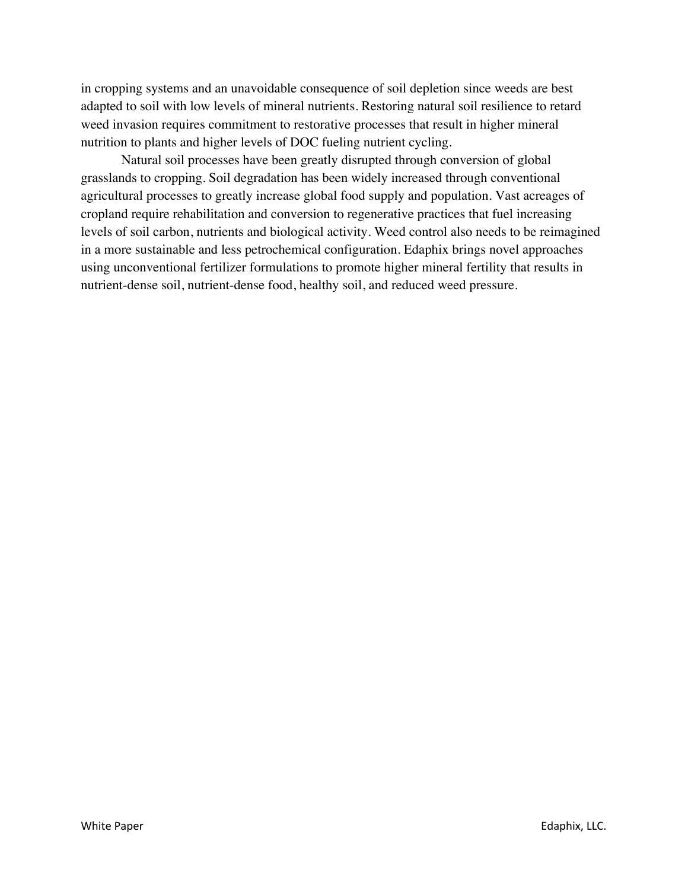in cropping systems and an unavoidable consequence of soil depletion since weeds are best adapted to soil with low levels of mineral nutrients. Restoring natural soil resilience to retard weed invasion requires commitment to restorative processes that result in higher mineral nutrition to plants and higher levels of DOC fueling nutrient cycling.

Natural soil processes have been greatly disrupted through conversion of global grasslands to cropping. Soil degradation has been widely increased through conventional agricultural processes to greatly increase global food supply and population. Vast acreages of cropland require rehabilitation and conversion to regenerative practices that fuel increasing levels of soil carbon, nutrients and biological activity. Weed control also needs to be reimagined in a more sustainable and less petrochemical configuration. Edaphix brings novel approaches using unconventional fertilizer formulations to promote higher mineral fertility that results in nutrient-dense soil, nutrient-dense food, healthy soil, and reduced weed pressure.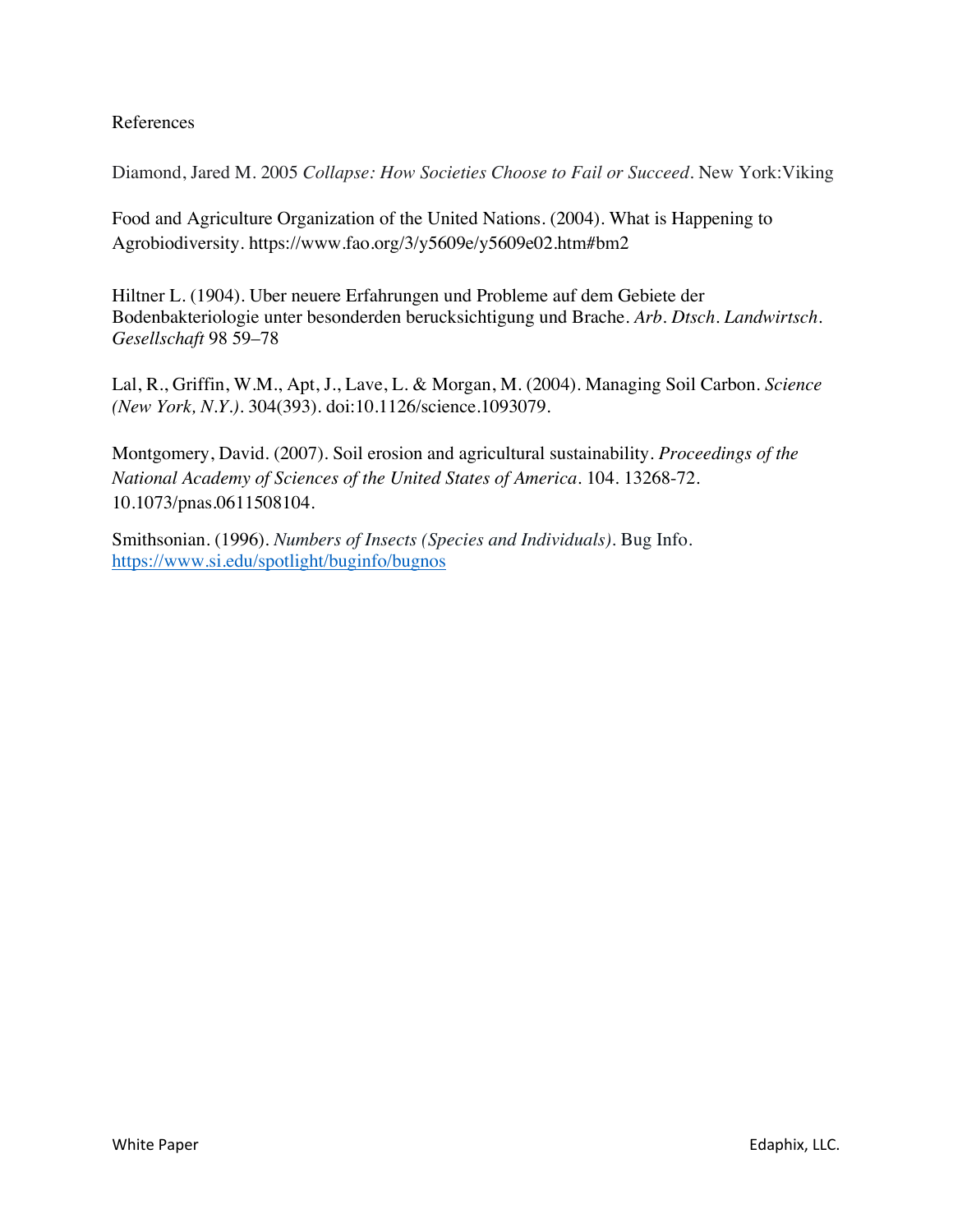References

Diamond, Jared M. 2005 *Collapse: How Societies Choose to Fail or Succeed*. New York:Viking

Food and Agriculture Organization of the United Nations. (2004). What is Happening to Agrobiodiversity. https://www.fao.org/3/y5609e/y5609e02.htm#bm2

Hiltner L. (1904). Uber neuere Erfahrungen und Probleme auf dem Gebiete der Bodenbakteriologie unter besonderden berucksichtigung und Brache. *Arb. Dtsch. Landwirtsch. Gesellschaft* 98 59–78

Lal, R., Griffin, W.M., Apt, J., Lave, L. & Morgan, M. (2004). Managing Soil Carbon. *Science (New York, N.Y.)*. 304(393). doi:10.1126/science.1093079.

Montgomery, David. (2007). Soil erosion and agricultural sustainability. *Proceedings of the National Academy of Sciences of the United States of America*. 104. 13268-72. 10.1073/pnas.0611508104.

Smithsonian. (1996). *Numbers of Insects (Species and Individuals)*. Bug Info. https://www.si.edu/spotlight/buginfo/bugnos